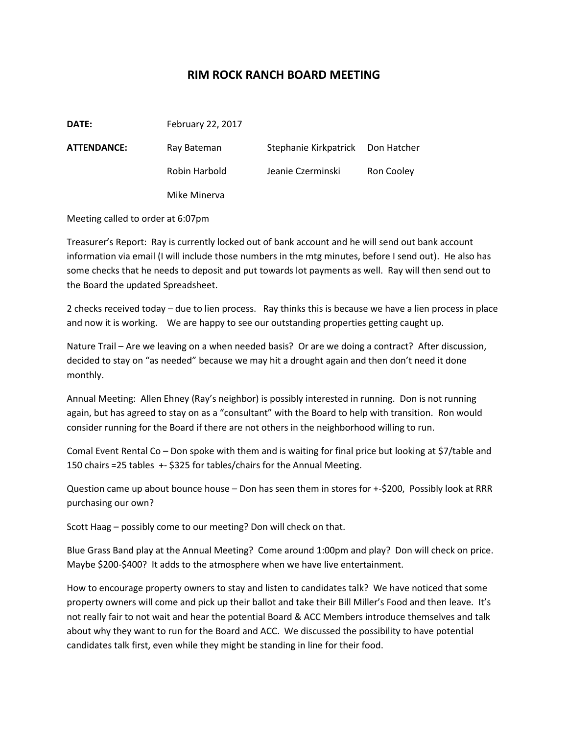# RIM ROCK RANCH BOARD MEETING

**DATE:** February 22, 2017

**ATTENDANCE:**

| | | |
|---|---|---|
| Ray Bateman | Stephanie Kirkpatrick | Don Hatcher |
| Robin Harbold | Jeanie Czerminski | Ron Cooley |
| Mike Minerva | | |

Meeting called to order at 6:07pm

Treasurer's Report: Ray is currently locked out of bank account and he will send out bank account information via email (I will include those numbers in the mtg minutes, before I send out). He also has some checks that he needs to deposit and put towards lot payments as well. Ray will then send out to the Board the updated Spreadsheet.

2 checks received today – due to lien process. Ray thinks this is because we have a lien process in place and now it is working. We are happy to see our outstanding properties getting caught up.

Nature Trail – Are we leaving on a when needed basis? Or are we doing a contract? After discussion, decided to stay on "as needed" because we may hit a drought again and then don't need it done monthly.

Annual Meeting: Allen Ehney (Ray's neighbor) is possibly interested in running. Don is not running again, but has agreed to stay on as a "consultant" with the Board to help with transition. Ron would consider running for the Board if there are not others in the neighborhood willing to run.

Comal Event Rental Co – Don spoke with them and is waiting for final price but looking at $7/table and 150 chairs =25 tables +- $325 for tables/chairs for the Annual Meeting.

Question came up about bounce house – Don has seen them in stores for +-$200, Possibly look at RRR purchasing our own?

Scott Haag – possibly come to our meeting? Don will check on that.

Blue Grass Band play at the Annual Meeting? Come around 1:00pm and play? Don will check on price. Maybe $200-$400? It adds to the atmosphere when we have live entertainment.

How to encourage property owners to stay and listen to candidates talk? We have noticed that some property owners will come and pick up their ballot and take their Bill Miller's Food and then leave. It's not really fair to not wait and hear the potential Board & ACC Members introduce themselves and talk about why they want to run for the Board and ACC. We discussed the possibility to have potential candidates talk first, even while they might be standing in line for their food.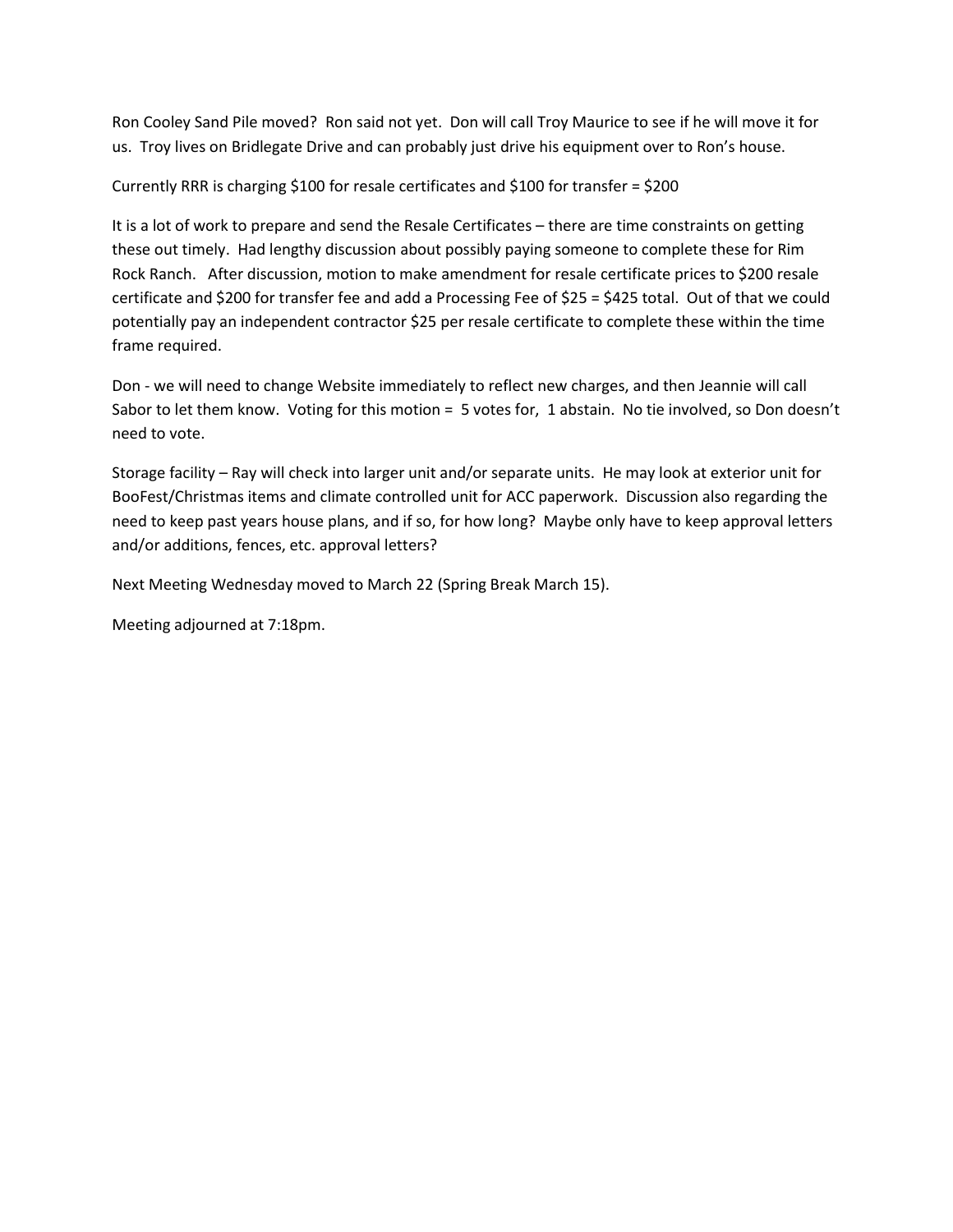Ron Cooley Sand Pile moved? Ron said not yet. Don will call Troy Maurice to see if he will move it for us. Troy lives on Bridlegate Drive and can probably just drive his equipment over to Ron's house.

Currently RRR is charging $100 for resale certificates and $100 for transfer = $200

It is a lot of work to prepare and send the Resale Certificates – there are time constraints on getting these out timely. Had lengthy discussion about possibly paying someone to complete these for Rim Rock Ranch. After discussion, motion to make amendment for resale certificate prices to $200 resale certificate and $200 for transfer fee and add a Processing Fee of $25 = $425 total. Out of that we could potentially pay an independent contractor $25 per resale certificate to complete these within the time frame required.

Don - we will need to change Website immediately to reflect new charges, and then Jeannie will call Sabor to let them know. Voting for this motion = 5 votes for, 1 abstain. No tie involved, so Don doesn't need to vote.

Storage facility – Ray will check into larger unit and/or separate units. He may look at exterior unit for BooFest/Christmas items and climate controlled unit for ACC paperwork. Discussion also regarding the need to keep past years house plans, and if so, for how long? Maybe only have to keep approval letters and/or additions, fences, etc. approval letters?

Next Meeting Wednesday moved to March 22 (Spring Break March 15).

Meeting adjourned at 7:18pm.